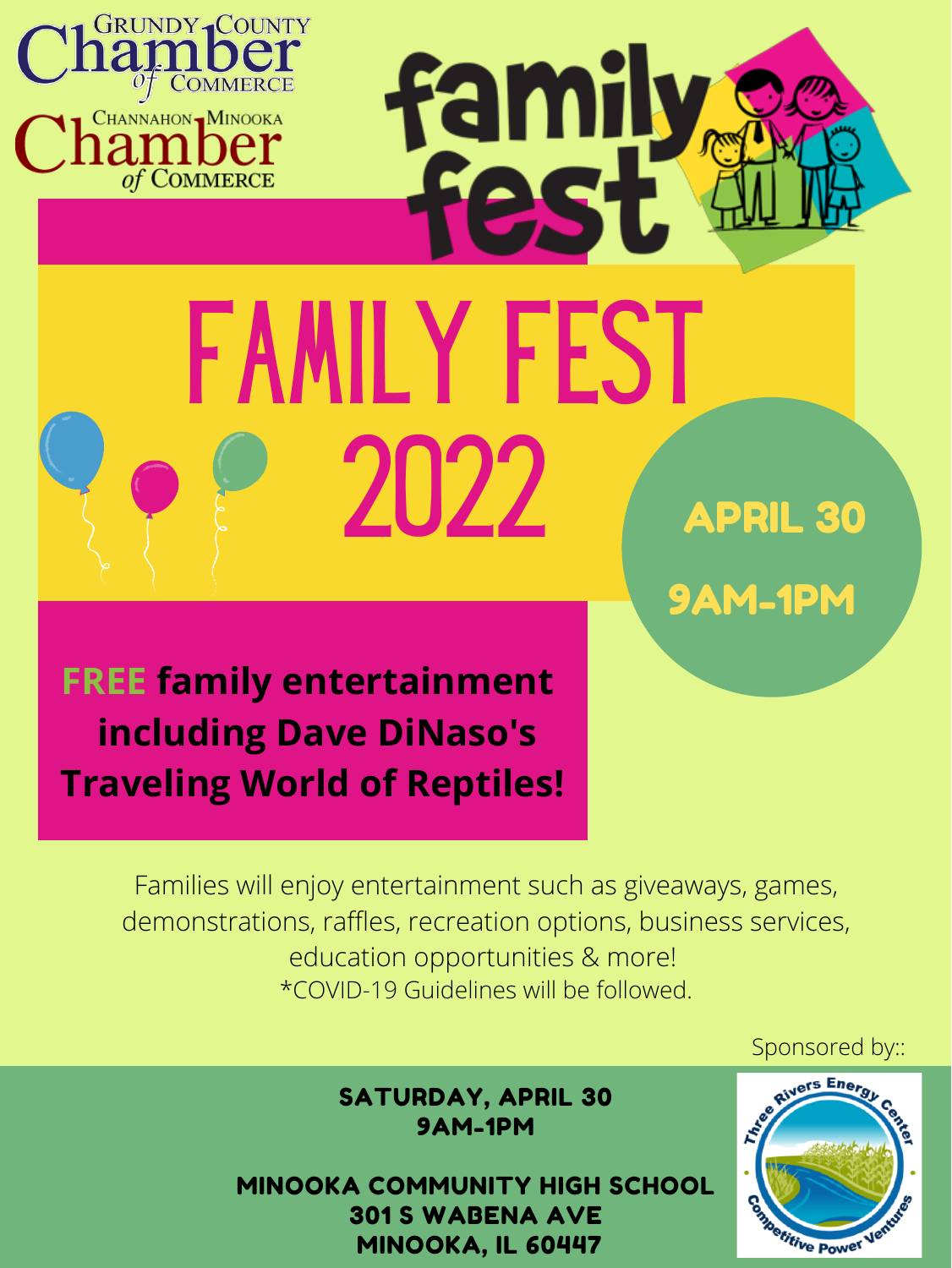Grundy County Chamber of Commerce

Channahon-Minooka Chamber of Commerce

# family fest

# FAMILY FEST 2022

**APRIL 30**

**9AM-1PM**

**FREE family entertainment including Dave DiNaso's Traveling World of Reptiles!**

Families will enjoy entertainment such as giveaways, games, demonstrations, raffles, recreation options, business services, education opportunities & more!

*COVID-19 Guidelines will be followed.

Sponsored by::

Three Rivers Energy Center

Competitive Power Ventures

**SATURDAY, APRIL 30**
**9AM-1PM**

**MINOOKA COMMUNITY HIGH SCHOOL**
**301 S WABENA AVE**
**MINOOKA, IL 60447**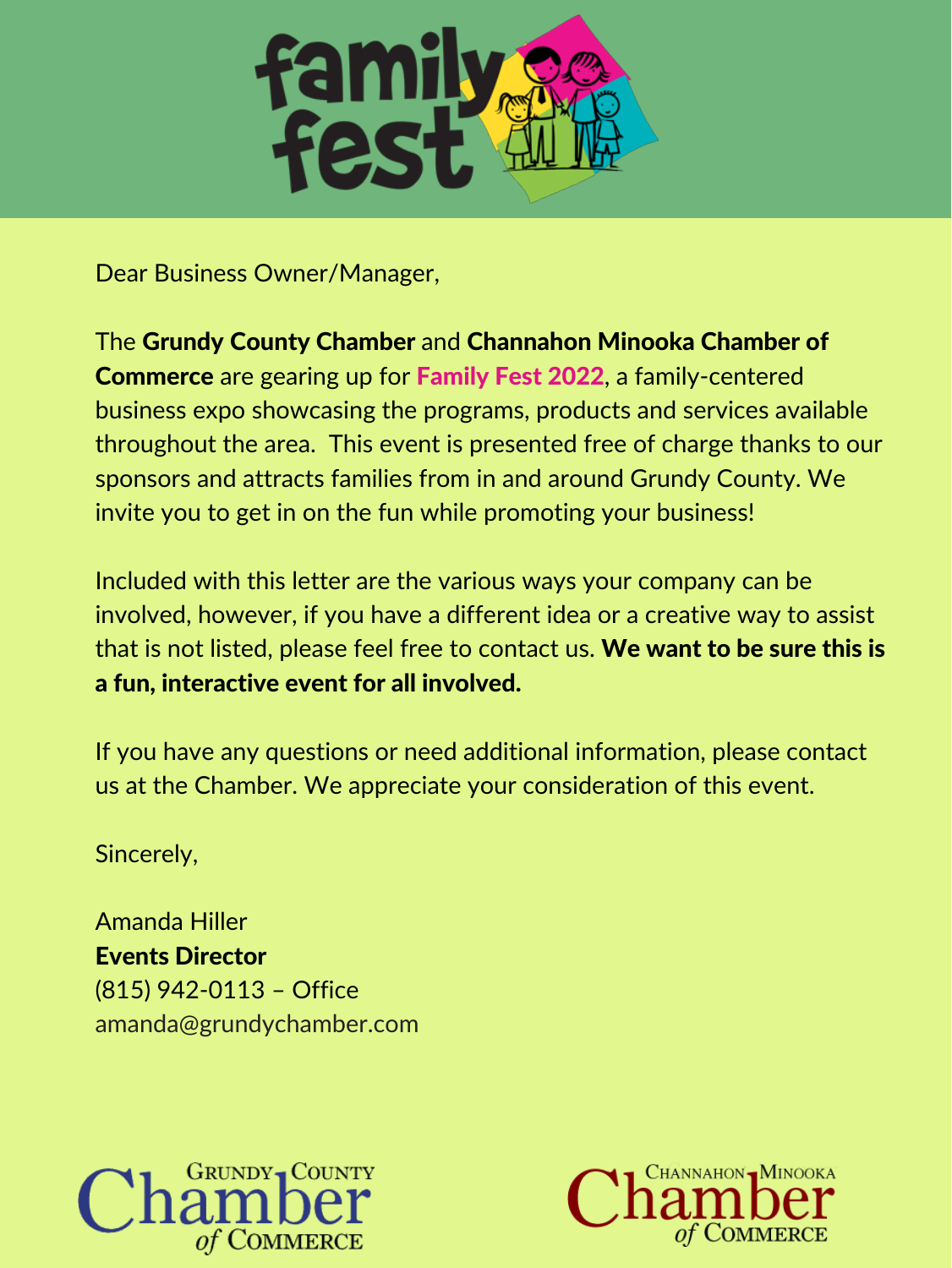# family fest

Dear Business Owner/Manager,

The **Grundy County Chamber** and **Channahon Minooka Chamber of Commerce** are gearing up for **Family Fest 2022**, a family-centered business expo showcasing the programs, products and services available throughout the area.  This event is presented free of charge thanks to our sponsors and attracts families from in and around Grundy County. We invite you to get in on the fun while promoting your business!

Included with this letter are the various ways your company can be involved, however, if you have a different idea or a creative way to assist that is not listed, please feel free to contact us. **We want to be sure this is a fun, interactive event for all involved.**

If you have any questions or need additional information, please contact us at the Chamber. We appreciate your consideration of this event.

Sincerely,

Amanda Hiller
**Events Director**
(815) 942-0113 – Office
amanda@grundychamber.com

Grundy County Chamber of Commerce

Channahon Minooka Chamber of Commerce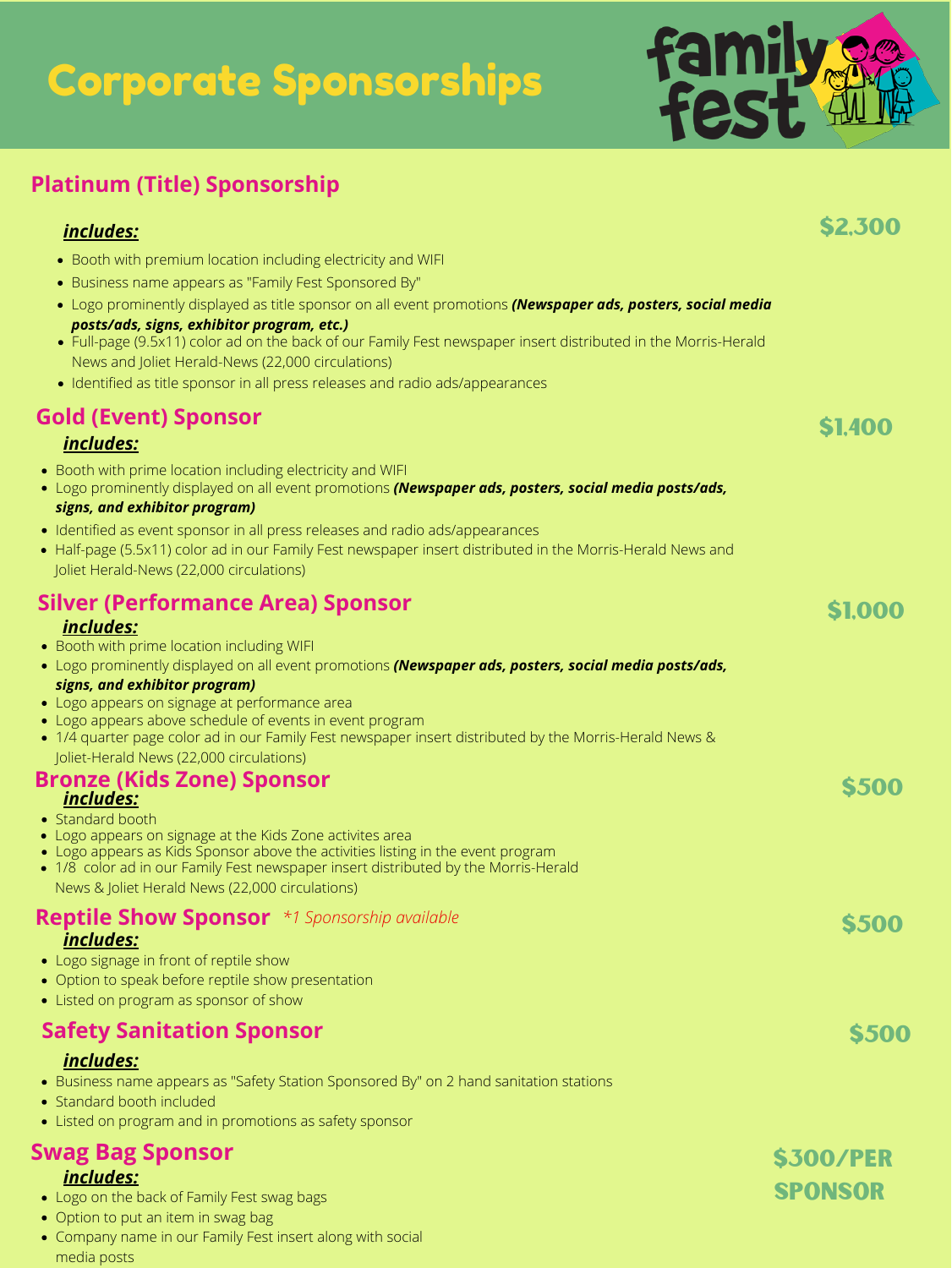# Corporate Sponsorships

family fest

## Platinum (Title) Sponsorship

**$2,300**

***includes:***

- Booth with premium location including electricity and WIFI
- Business name appears as "Family Fest Sponsored By"
- Logo prominently displayed as title sponsor on all event promotions ***(Newspaper ads, posters, social media posts/ads, signs, exhibitor program, etc.)***
- Full-page (9.5x11) color ad on the back of our Family Fest newspaper insert distributed in the Morris-Herald News and Joliet Herald-News (22,000 circulations)
- Identified as title sponsor in all press releases and radio ads/appearances

## Gold (Event) Sponsor

**$1,400**

***includes:***

- Booth with prime location including electricity and WIFI
- Logo prominently displayed on all event promotions ***(Newspaper ads, posters, social media posts/ads, signs, and exhibitor program)***
- Identified as event sponsor in all press releases and radio ads/appearances
- Half-page (5.5x11) color ad in our Family Fest newspaper insert distributed in the Morris-Herald News and Joliet Herald-News (22,000 circulations)

## Silver (Performance Area) Sponsor

**$1,000**

***includes:***

- Booth with prime location including WIFI
- Logo prominently displayed on all event promotions ***(Newspaper ads, posters, social media posts/ads, signs, and exhibitor program)***
- Logo appears on signage at performance area
- Logo appears above schedule of events in event program
- 1/4 quarter page color ad in our Family Fest newspaper insert distributed by the Morris-Herald News & Joliet-Herald News (22,000 circulations)

## Bronze (Kids Zone) Sponsor

**$500**

***includes:***

- Standard booth
- Logo appears on signage at the Kids Zone activites area
- Logo appears as Kids Sponsor above the activities listing in the event program
- 1/8 color ad in our Family Fest newspaper insert distributed by the Morris-Herald News & Joliet Herald News (22,000 circulations)

## Reptile Show Sponsor *\*1 Sponsorship available*

**$500**

***includes:***

- Logo signage in front of reptile show
- Option to speak before reptile show presentation
- Listed on program as sponsor of show

## Safety Sanitation Sponsor

**$500**

***includes:***

- Business name appears as "Safety Station Sponsored By" on 2 hand sanitation stations
- Standard booth included
- Listed on program and in promotions as safety sponsor

## Swag Bag Sponsor

**$300/PER SPONSOR**

***includes:***

- Logo on the back of Family Fest swag bags
- Option to put an item in swag bag
- Company name in our Family Fest insert along with social media posts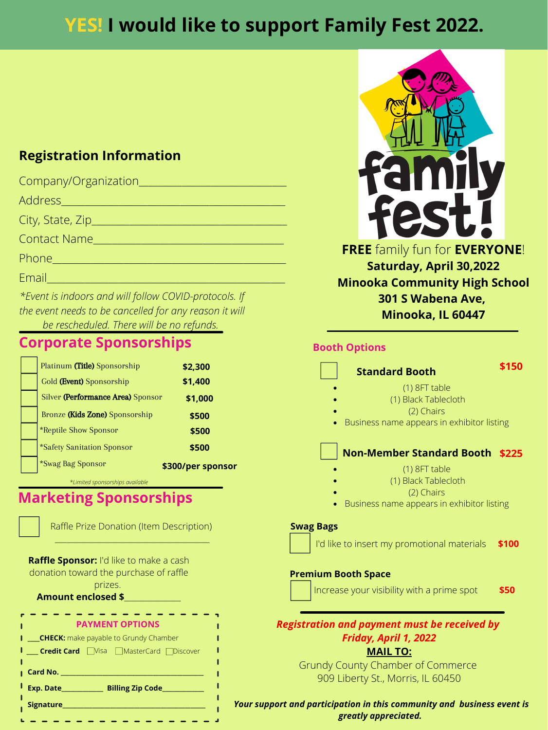# YES! I would like to support Family Fest 2022.

## Registration Information

Company/Organization_______________________

Address_______________________

City, State, Zip_______________________

Contact Name_______________________

Phone_______________________

Email_______________________

*Event is indoors and will follow COVID-protocols. If the event needs to be cancelled for any reason it will be rescheduled. There will be no refunds.*

## Corporate Sponsorships

| | | |
|---|---|---|
| ☐ | Platinum **(Title)** Sponsorship | **$2,300** |
| ☐ | Gold **(Event)** Sponsorship | **$1,400** |
| ☐ | Silver **(Performance Area)** Sponsor | **$1,000** |
| ☐ | Bronze **(Kids Zone)** Sponsorship | **$500** |
| ☐ | *Reptile Show Sponsor | **$500** |
| ☐ | *Safety Sanitation Sponsor | **$500** |
| ☐ | *Swag Bag Sponsor | **$300/per sponsor** |

*Limited sponsorships available*

## Marketing Sponsorships

☐ Raffle Prize Donation (Item Description)

_______________________

**Raffle Sponsor:** I'd like to make a cash donation toward the purchase of raffle prizes.

**Amount enclosed $**_____________

### PAYMENT OPTIONS

___**CHECK:** make payable to Grundy Chamber

___ **Credit Card** ☐Visa ☐MasterCard ☐Discover

**Card No.** _______________________

**Exp. Date**___________ **Billing Zip Code**___________

**Signature**_______________________

**FREE** family fun for **EVERYONE**!

**Saturday, April 30,2022**

**Minooka Community High School**

**301 S Wabena Ave,**

**Minooka, IL 60447**

## Booth Options

☐ **Standard Booth** **$150**

- (1) 8FT table
- (1) Black Tablecloth
- (2) Chairs
- Business name appears in exhibitor listing

☐ **Non-Member Standard Booth** **$225**

- (1) 8FT table
- (1) Black Tablecloth
- (2) Chairs
- Business name appears in exhibitor listing

**Swag Bags**

☐ I'd like to insert my promotional materials **$100**

**Premium Booth Space**

☐ Increase your visibility with a prime spot **$50**

***Registration and payment must be received by Friday, April 1, 2022***

**MAIL TO:**

Grundy County Chamber of Commerce
909 Liberty St., Morris, IL 60450

***Your support and participation in this community and business event is greatly appreciated.***